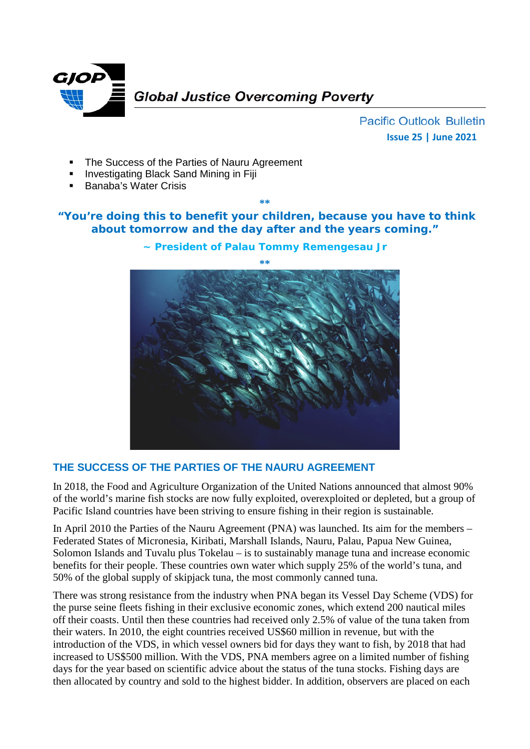Global Justice Overcoming Poverty

Pacific Outlook Bulletin

**Issue 25 | June 2021**

- The Success of the Parties of Nauru Agreement
- Investigating Black Sand Mining in Fiji
- Banaba's Water Crisis

**

**"You're doing this to benefit your children, because you have to think about tomorrow and the day after and the years coming."**

**~ President of Palau Tommy Remengesau Jr**

**

## THE SUCCESS OF THE PARTIES OF THE NAURU AGREEMENT

In 2018, the Food and Agriculture Organization of the United Nations announced that almost 90% of the world's marine fish stocks are now fully exploited, overexploited or depleted, but a group of Pacific Island countries have been striving to ensure fishing in their region is sustainable.

In April 2010 the Parties of the Nauru Agreement (PNA) was launched. Its aim for the members – Federated States of Micronesia, Kiribati, Marshall Islands, Nauru, Palau, Papua New Guinea, Solomon Islands and Tuvalu plus Tokelau – is to sustainably manage tuna and increase economic benefits for their people. These countries own water which supply 25% of the world's tuna, and 50% of the global supply of skipjack tuna, the most commonly canned tuna.

There was strong resistance from the industry when PNA began its Vessel Day Scheme (VDS) for the purse seine fleets fishing in their exclusive economic zones, which extend 200 nautical miles off their coasts. Until then these countries had received only 2.5% of value of the tuna taken from their waters. In 2010, the eight countries received US$60 million in revenue, but with the introduction of the VDS, in which vessel owners bid for days they want to fish, by 2018 that had increased to US$500 million. With the VDS, PNA members agree on a limited number of fishing days for the year based on scientific advice about the status of the tuna stocks. Fishing days are then allocated by country and sold to the highest bidder. In addition, observers are placed on each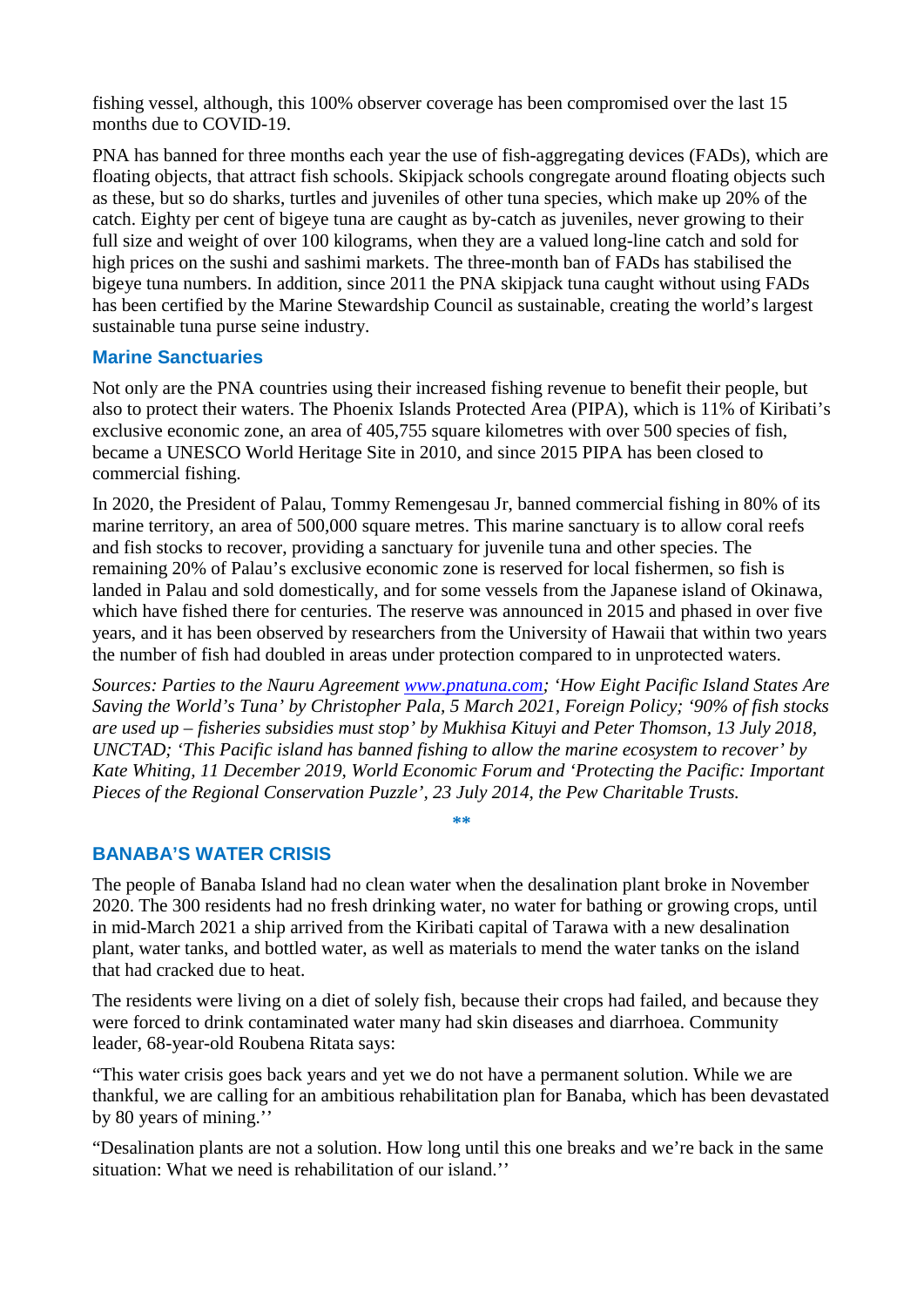fishing vessel, although, this 100% observer coverage has been compromised over the last 15 months due to COVID-19.

PNA has banned for three months each year the use of fish-aggregating devices (FADs), which are floating objects, that attract fish schools. Skipjack schools congregate around floating objects such as these, but so do sharks, turtles and juveniles of other tuna species, which make up 20% of the catch. Eighty per cent of bigeye tuna are caught as by-catch as juveniles, never growing to their full size and weight of over 100 kilograms, when they are a valued long-line catch and sold for high prices on the sushi and sashimi markets. The three-month ban of FADs has stabilised the bigeye tuna numbers. In addition, since 2011 the PNA skipjack tuna caught without using FADs has been certified by the Marine Stewardship Council as sustainable, creating the world's largest sustainable tuna purse seine industry.

### Marine Sanctuaries

Not only are the PNA countries using their increased fishing revenue to benefit their people, but also to protect their waters. The Phoenix Islands Protected Area (PIPA), which is 11% of Kiribati's exclusive economic zone, an area of 405,755 square kilometres with over 500 species of fish, became a UNESCO World Heritage Site in 2010, and since 2015 PIPA has been closed to commercial fishing.

In 2020, the President of Palau, Tommy Remengesau Jr, banned commercial fishing in 80% of its marine territory, an area of 500,000 square metres. This marine sanctuary is to allow coral reefs and fish stocks to recover, providing a sanctuary for juvenile tuna and other species. The remaining 20% of Palau's exclusive economic zone is reserved for local fishermen, so fish is landed in Palau and sold domestically, and for some vessels from the Japanese island of Okinawa, which have fished there for centuries. The reserve was announced in 2015 and phased in over five years, and it has been observed by researchers from the University of Hawaii that within two years the number of fish had doubled in areas under protection compared to in unprotected waters.

*Sources: Parties to the Nauru Agreement [www.pnatuna.com](http://www.pnatuna.com); 'How Eight Pacific Island States Are Saving the World's Tuna' by Christopher Pala, 5 March 2021, Foreign Policy; '90% of fish stocks are used up – fisheries subsidies must stop' by Mukhisa Kituyi and Peter Thomson, 13 July 2018, UNCTAD; 'This Pacific island has banned fishing to allow the marine ecosystem to recover' by Kate Whiting, 11 December 2019, World Economic Forum and 'Protecting the Pacific: Important Pieces of the Regional Conservation Puzzle', 23 July 2014, the Pew Charitable Trusts.*

**

## BANABA'S WATER CRISIS

The people of Banaba Island had no clean water when the desalination plant broke in November 2020. The 300 residents had no fresh drinking water, no water for bathing or growing crops, until in mid-March 2021 a ship arrived from the Kiribati capital of Tarawa with a new desalination plant, water tanks, and bottled water, as well as materials to mend the water tanks on the island that had cracked due to heat.

The residents were living on a diet of solely fish, because their crops had failed, and because they were forced to drink contaminated water many had skin diseases and diarrhoea. Community leader, 68-year-old Roubena Ritata says:

"This water crisis goes back years and yet we do not have a permanent solution. While we are thankful, we are calling for an ambitious rehabilitation plan for Banaba, which has been devastated by 80 years of mining.''

"Desalination plants are not a solution. How long until this one breaks and we're back in the same situation: What we need is rehabilitation of our island.''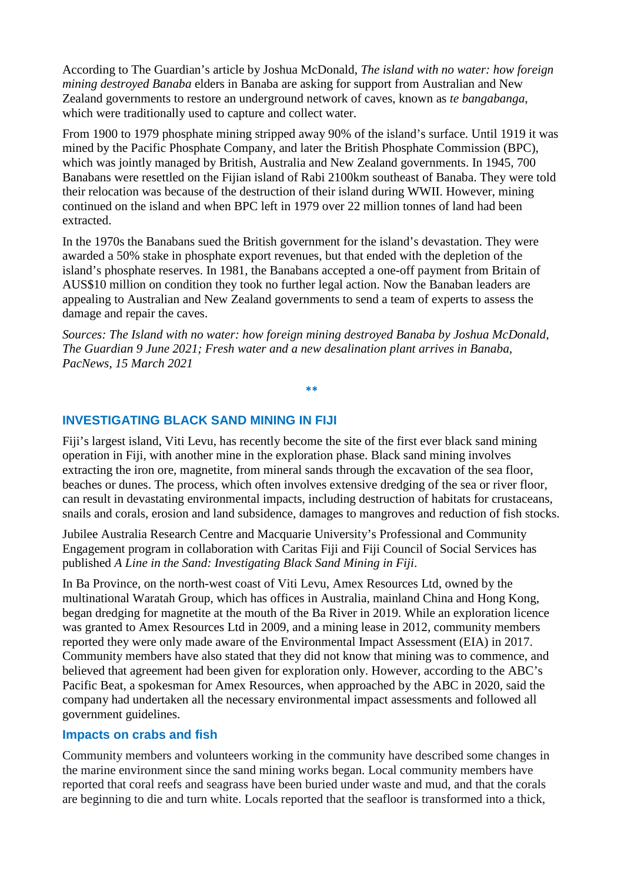According to The Guardian's article by Joshua McDonald, *The island with no water: how foreign mining destroyed Banaba* elders in Banaba are asking for support from Australian and New Zealand governments to restore an underground network of caves, known as *te bangabanga*, which were traditionally used to capture and collect water.

From 1900 to 1979 phosphate mining stripped away 90% of the island's surface. Until 1919 it was mined by the Pacific Phosphate Company, and later the British Phosphate Commission (BPC), which was jointly managed by British, Australia and New Zealand governments. In 1945, 700 Banabans were resettled on the Fijian island of Rabi 2100km southeast of Banaba. They were told their relocation was because of the destruction of their island during WWII. However, mining continued on the island and when BPC left in 1979 over 22 million tonnes of land had been extracted.

In the 1970s the Banabans sued the British government for the island's devastation. They were awarded a 50% stake in phosphate export revenues, but that ended with the depletion of the island's phosphate reserves. In 1981, the Banabans accepted a one-off payment from Britain of AUS$10 million on condition they took no further legal action. Now the Banaban leaders are appealing to Australian and New Zealand governments to send a team of experts to assess the damage and repair the caves.

*Sources: The Island with no water: how foreign mining destroyed Banaba by Joshua McDonald, The Guardian 9 June 2021; Fresh water and a new desalination plant arrives in Banaba, PacNews, 15 March 2021*

**

## INVESTIGATING BLACK SAND MINING IN FIJI

Fiji's largest island, Viti Levu, has recently become the site of the first ever black sand mining operation in Fiji, with another mine in the exploration phase. Black sand mining involves extracting the iron ore, magnetite, from mineral sands through the excavation of the sea floor, beaches or dunes. The process, which often involves extensive dredging of the sea or river floor, can result in devastating environmental impacts, including destruction of habitats for crustaceans, snails and corals, erosion and land subsidence, damages to mangroves and reduction of fish stocks.

Jubilee Australia Research Centre and Macquarie University's Professional and Community Engagement program in collaboration with Caritas Fiji and Fiji Council of Social Services has published *A Line in the Sand: Investigating Black Sand Mining in Fiji*.

In Ba Province, on the north-west coast of Viti Levu, Amex Resources Ltd, owned by the multinational Waratah Group, which has offices in Australia, mainland China and Hong Kong, began dredging for magnetite at the mouth of the Ba River in 2019. While an exploration licence was granted to Amex Resources Ltd in 2009, and a mining lease in 2012, community members reported they were only made aware of the Environmental Impact Assessment (EIA) in 2017. Community members have also stated that they did not know that mining was to commence, and believed that agreement had been given for exploration only. However, according to the ABC's Pacific Beat, a spokesman for Amex Resources, when approached by the ABC in 2020, said the company had undertaken all the necessary environmental impact assessments and followed all government guidelines.

### Impacts on crabs and fish

Community members and volunteers working in the community have described some changes in the marine environment since the sand mining works began. Local community members have reported that coral reefs and seagrass have been buried under waste and mud, and that the corals are beginning to die and turn white. Locals reported that the seafloor is transformed into a thick,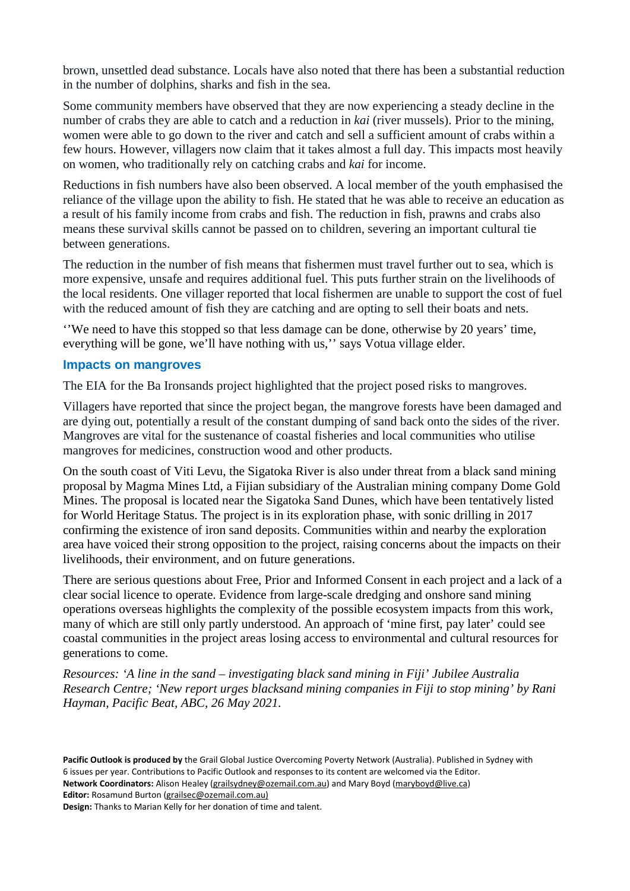brown, unsettled dead substance. Locals have also noted that there has been a substantial reduction in the number of dolphins, sharks and fish in the sea.

Some community members have observed that they are now experiencing a steady decline in the number of crabs they are able to catch and a reduction in *kai* (river mussels). Prior to the mining, women were able to go down to the river and catch and sell a sufficient amount of crabs within a few hours. However, villagers now claim that it takes almost a full day. This impacts most heavily on women, who traditionally rely on catching crabs and *kai* for income.

Reductions in fish numbers have also been observed. A local member of the youth emphasised the reliance of the village upon the ability to fish. He stated that he was able to receive an education as a result of his family income from crabs and fish. The reduction in fish, prawns and crabs also means these survival skills cannot be passed on to children, severing an important cultural tie between generations.

The reduction in the number of fish means that fishermen must travel further out to sea, which is more expensive, unsafe and requires additional fuel. This puts further strain on the livelihoods of the local residents. One villager reported that local fishermen are unable to support the cost of fuel with the reduced amount of fish they are catching and are opting to sell their boats and nets.

''We need to have this stopped so that less damage can be done, otherwise by 20 years' time, everything will be gone, we'll have nothing with us,'' says Votua village elder.

### Impacts on mangroves

The EIA for the Ba Ironsands project highlighted that the project posed risks to mangroves.

Villagers have reported that since the project began, the mangrove forests have been damaged and are dying out, potentially a result of the constant dumping of sand back onto the sides of the river. Mangroves are vital for the sustenance of coastal fisheries and local communities who utilise mangroves for medicines, construction wood and other products.

On the south coast of Viti Levu, the Sigatoka River is also under threat from a black sand mining proposal by Magma Mines Ltd, a Fijian subsidiary of the Australian mining company Dome Gold Mines. The proposal is located near the Sigatoka Sand Dunes, which have been tentatively listed for World Heritage Status. The project is in its exploration phase, with sonic drilling in 2017 confirming the existence of iron sand deposits. Communities within and nearby the exploration area have voiced their strong opposition to the project, raising concerns about the impacts on their livelihoods, their environment, and on future generations.

There are serious questions about Free, Prior and Informed Consent in each project and a lack of a clear social licence to operate. Evidence from large-scale dredging and onshore sand mining operations overseas highlights the complexity of the possible ecosystem impacts from this work, many of which are still only partly understood. An approach of 'mine first, pay later' could see coastal communities in the project areas losing access to environmental and cultural resources for generations to come.

*Resources: 'A line in the sand – investigating black sand mining in Fiji' Jubilee Australia Research Centre; 'New report urges blacksand mining companies in Fiji to stop mining' by Rani Hayman, Pacific Beat, ABC, 26 May 2021.*

**Pacific Outlook is produced by** the Grail Global Justice Overcoming Poverty Network (Australia). Published in Sydney with 6 issues per year. Contributions to Pacific Outlook and responses to its content are welcomed via the Editor.
**Network Coordinators:** Alison Healey (grailsydney@ozemail.com.au) and Mary Boyd (maryboyd@live.ca)
**Editor:** Rosamund Burton (grailsec@ozemail.com.au)
**Design:** Thanks to Marian Kelly for her donation of time and talent.